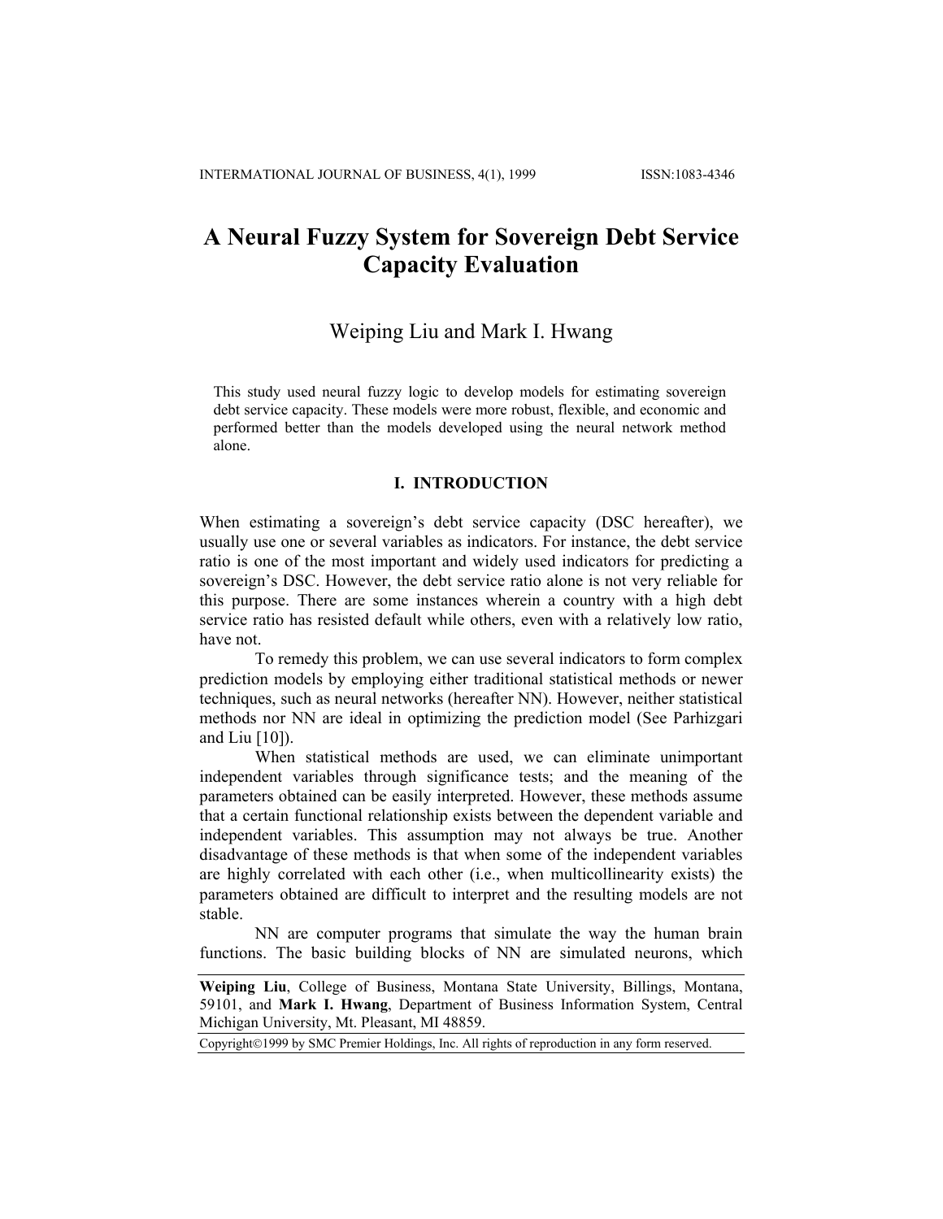# A Neural Fuzzy System for Sovereign Debt Service Capacity Evaluation

Weiping Liu and Mark I. Hwang

This study used neural fuzzy logic to develop models for estimating sovereign debt service capacity. These models were more robust, flexible, and economic and performed better than the models developed using the neural network method alone.

## I. INTRODUCTION

When estimating a sovereign's debt service capacity (DSC hereafter), we usually use one or several variables as indicators. For instance, the debt service ratio is one of the most important and widely used indicators for predicting a sovereign's DSC. However, the debt service ratio alone is not very reliable for this purpose. There are some instances wherein a country with a high debt service ratio has resisted default while others, even with a relatively low ratio, have not.

To remedy this problem, we can use several indicators to form complex prediction models by employing either traditional statistical methods or newer techniques, such as neural networks (hereafter NN). However, neither statistical methods nor NN are ideal in optimizing the prediction model (See Parhizgari and Liu [10]).

When statistical methods are used, we can eliminate unimportant independent variables through significance tests; and the meaning of the parameters obtained can be easily interpreted. However, these methods assume that a certain functional relationship exists between the dependent variable and independent variables. This assumption may not always be true. Another disadvantage of these methods is that when some of the independent variables are highly correlated with each other (i.e., when multicollinearity exists) the parameters obtained are difficult to interpret and the resulting models are not stable.

NN are computer programs that simulate the way the human brain functions. The basic building blocks of NN are simulated neurons, which

---

**Weiping Liu**, College of Business, Montana State University, Billings, Montana, 59101, and **Mark I. Hwang**, Department of Business Information System, Central Michigan University, Mt. Pleasant, MI 48859.

Copyright©1999 by SMC Premier Holdings, Inc. All rights of reproduction in any form reserved.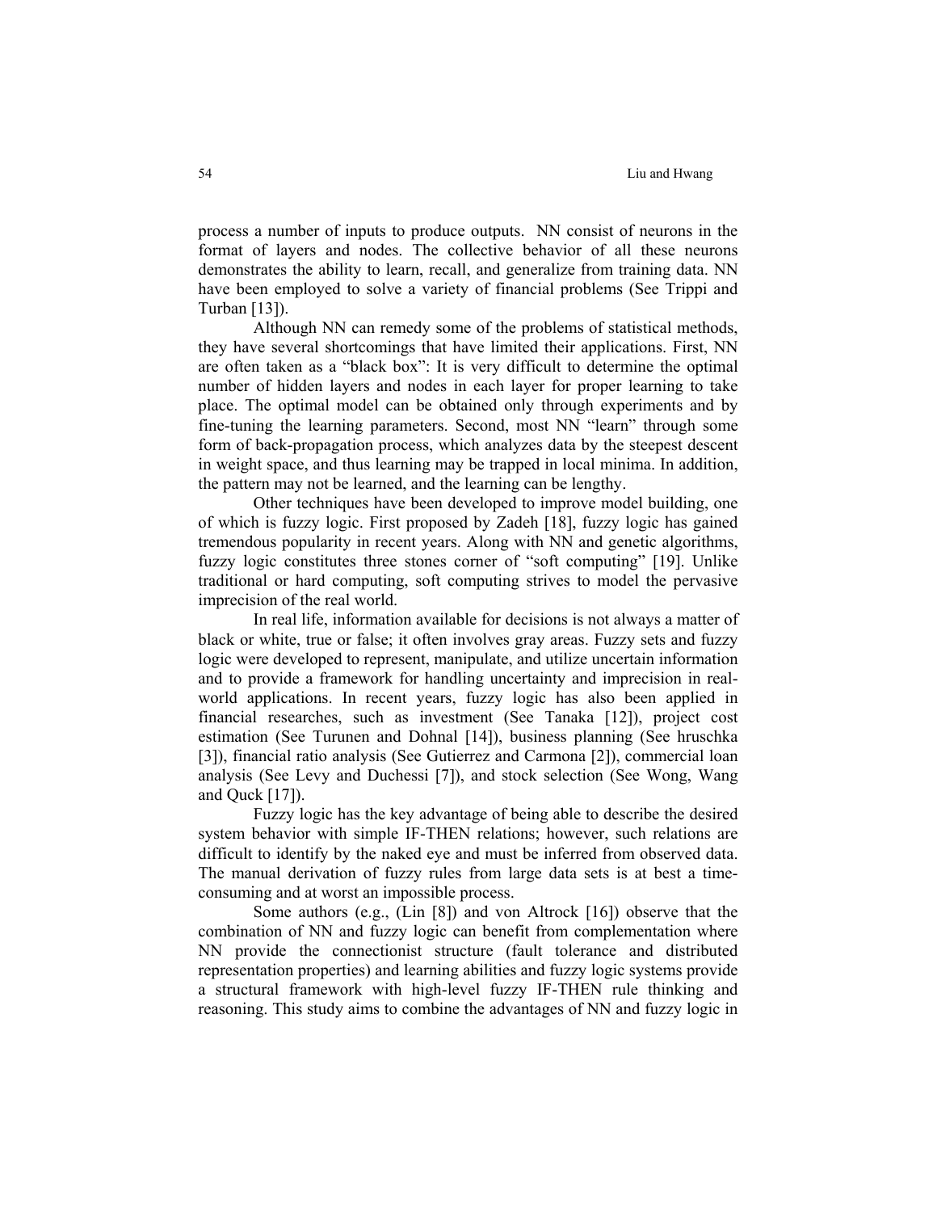process a number of inputs to produce outputs. NN consist of neurons in the format of layers and nodes. The collective behavior of all these neurons demonstrates the ability to learn, recall, and generalize from training data. NN have been employed to solve a variety of financial problems (See Trippi and Turban [13]).

Although NN can remedy some of the problems of statistical methods, they have several shortcomings that have limited their applications. First, NN are often taken as a "black box": It is very difficult to determine the optimal number of hidden layers and nodes in each layer for proper learning to take place. The optimal model can be obtained only through experiments and by fine-tuning the learning parameters. Second, most NN "learn" through some form of back-propagation process, which analyzes data by the steepest descent in weight space, and thus learning may be trapped in local minima. In addition, the pattern may not be learned, and the learning can be lengthy.

Other techniques have been developed to improve model building, one of which is fuzzy logic. First proposed by Zadeh [18], fuzzy logic has gained tremendous popularity in recent years. Along with NN and genetic algorithms, fuzzy logic constitutes three stones corner of "soft computing" [19]. Unlike traditional or hard computing, soft computing strives to model the pervasive imprecision of the real world.

In real life, information available for decisions is not always a matter of black or white, true or false; it often involves gray areas. Fuzzy sets and fuzzy logic were developed to represent, manipulate, and utilize uncertain information and to provide a framework for handling uncertainty and imprecision in real-world applications. In recent years, fuzzy logic has also been applied in financial researches, such as investment (See Tanaka [12]), project cost estimation (See Turunen and Dohnal [14]), business planning (See hruschka [3]), financial ratio analysis (See Gutierrez and Carmona [2]), commercial loan analysis (See Levy and Duchessi [7]), and stock selection (See Wong, Wang and Quck [17]).

Fuzzy logic has the key advantage of being able to describe the desired system behavior with simple IF-THEN relations; however, such relations are difficult to identify by the naked eye and must be inferred from observed data. The manual derivation of fuzzy rules from large data sets is at best a time-consuming and at worst an impossible process.

Some authors (e.g., (Lin [8]) and von Altrock [16]) observe that the combination of NN and fuzzy logic can benefit from complementation where NN provide the connectionist structure (fault tolerance and distributed representation properties) and learning abilities and fuzzy logic systems provide a structural framework with high-level fuzzy IF-THEN rule thinking and reasoning. This study aims to combine the advantages of NN and fuzzy logic in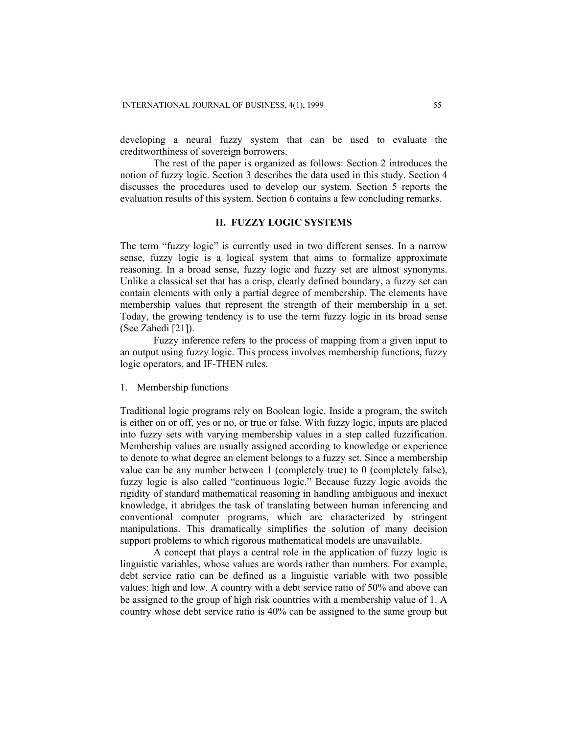developing a neural fuzzy system that can be used to evaluate the creditworthiness of sovereign borrowers.

The rest of the paper is organized as follows: Section 2 introduces the notion of fuzzy logic. Section 3 describes the data used in this study. Section 4 discusses the procedures used to develop our system. Section 5 reports the evaluation results of this system. Section 6 contains a few concluding remarks.

## II. FUZZY LOGIC SYSTEMS

The term "fuzzy logic" is currently used in two different senses. In a narrow sense, fuzzy logic is a logical system that aims to formalize approximate reasoning. In a broad sense, fuzzy logic and fuzzy set are almost synonyms. Unlike a classical set that has a crisp, clearly defined boundary, a fuzzy set can contain elements with only a partial degree of membership. The elements have membership values that represent the strength of their membership in a set. Today, the growing tendency is to use the term fuzzy logic in its broad sense (See Zahedi [21]).

Fuzzy inference refers to the process of mapping from a given input to an output using fuzzy logic. This process involves membership functions, fuzzy logic operators, and IF-THEN rules.

### 1. Membership functions

Traditional logic programs rely on Boolean logic. Inside a program, the switch is either on or off, yes or no, or true or false. With fuzzy logic, inputs are placed into fuzzy sets with varying membership values in a step called fuzzification. Membership values are usually assigned according to knowledge or experience to denote to what degree an element belongs to a fuzzy set. Since a membership value can be any number between 1 (completely true) to 0 (completely false), fuzzy logic is also called "continuous logic." Because fuzzy logic avoids the rigidity of standard mathematical reasoning in handling ambiguous and inexact knowledge, it abridges the task of translating between human inferencing and conventional computer programs, which are characterized by stringent manipulations. This dramatically simplifies the solution of many decision support problems to which rigorous mathematical models are unavailable.

A concept that plays a central role in the application of fuzzy logic is linguistic variables, whose values are words rather than numbers. For example, debt service ratio can be defined as a linguistic variable with two possible values: high and low. A country with a debt service ratio of 50% and above can be assigned to the group of high risk countries with a membership value of 1. A country whose debt service ratio is 40% can be assigned to the same group but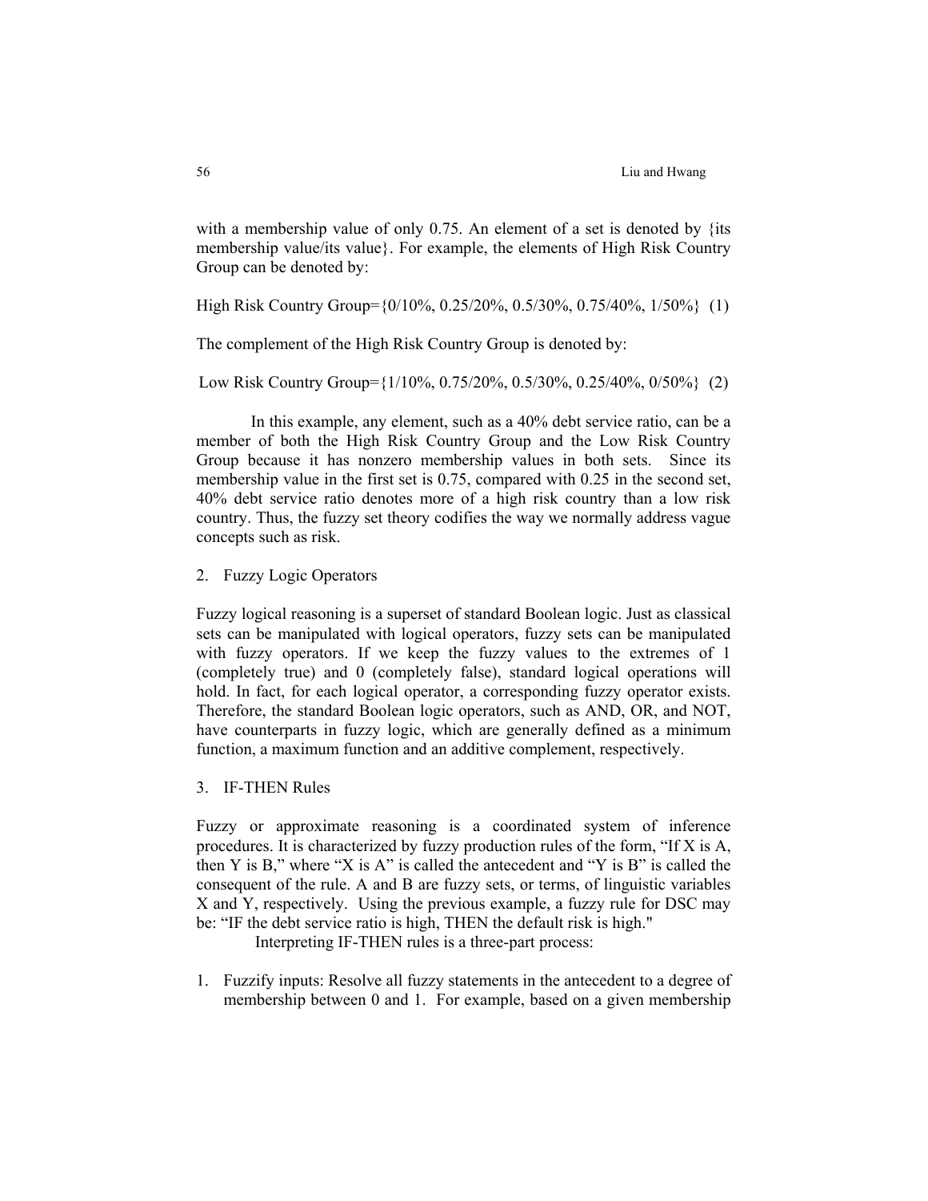with a membership value of only 0.75. An element of a set is denoted by {its membership value/its value}. For example, the elements of High Risk Country Group can be denoted by:

High Risk Country Group={0/10%, 0.25/20%, 0.5/30%, 0.75/40%, 1/50%} (1)

The complement of the High Risk Country Group is denoted by:

Low Risk Country Group={1/10%, 0.75/20%, 0.5/30%, 0.25/40%, 0/50%} (2)

In this example, any element, such as a 40% debt service ratio, can be a member of both the High Risk Country Group and the Low Risk Country Group because it has nonzero membership values in both sets. Since its membership value in the first set is 0.75, compared with 0.25 in the second set, 40% debt service ratio denotes more of a high risk country than a low risk country. Thus, the fuzzy set theory codifies the way we normally address vague concepts such as risk.

## 2. Fuzzy Logic Operators

Fuzzy logical reasoning is a superset of standard Boolean logic. Just as classical sets can be manipulated with logical operators, fuzzy sets can be manipulated with fuzzy operators. If we keep the fuzzy values to the extremes of 1 (completely true) and 0 (completely false), standard logical operations will hold. In fact, for each logical operator, a corresponding fuzzy operator exists. Therefore, the standard Boolean logic operators, such as AND, OR, and NOT, have counterparts in fuzzy logic, which are generally defined as a minimum function, a maximum function and an additive complement, respectively.

## 3. IF-THEN Rules

Fuzzy or approximate reasoning is a coordinated system of inference procedures. It is characterized by fuzzy production rules of the form, "If X is A, then Y is B," where "X is A" is called the antecedent and "Y is B" is called the consequent of the rule. A and B are fuzzy sets, or terms, of linguistic variables X and Y, respectively. Using the previous example, a fuzzy rule for DSC may be: "IF the debt service ratio is high, THEN the default risk is high."

Interpreting IF-THEN rules is a three-part process:

1. Fuzzify inputs: Resolve all fuzzy statements in the antecedent to a degree of membership between 0 and 1. For example, based on a given membership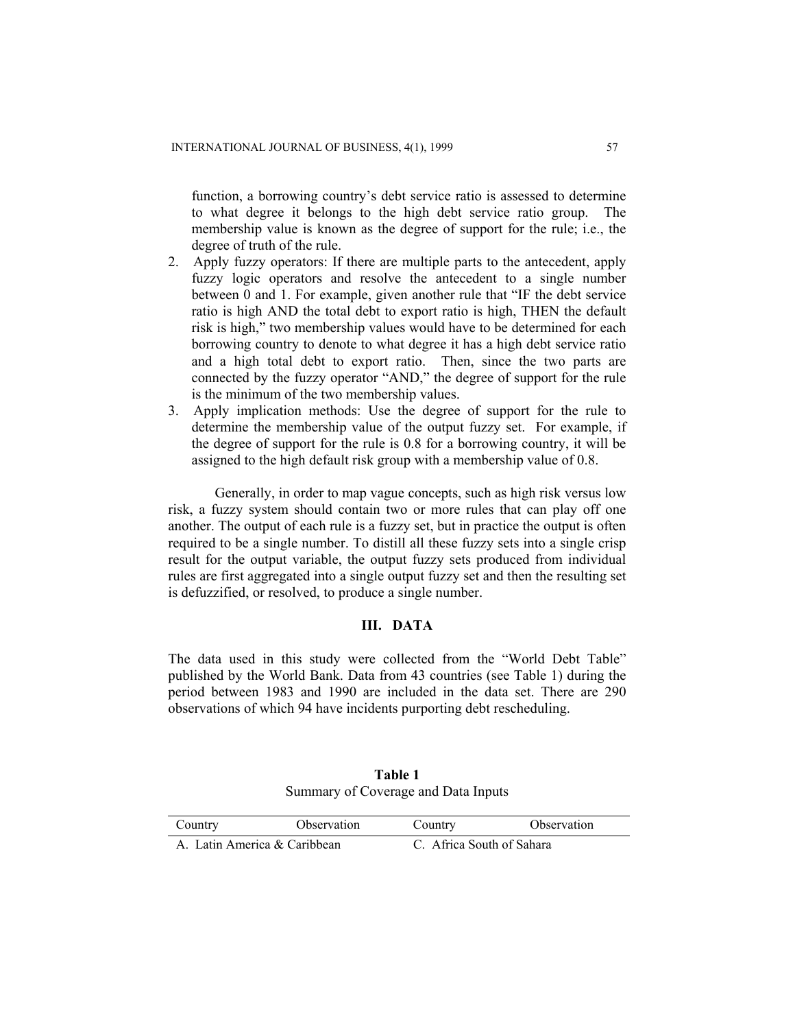function, a borrowing country's debt service ratio is assessed to determine to what degree it belongs to the high debt service ratio group. The membership value is known as the degree of support for the rule; i.e., the degree of truth of the rule.

2. Apply fuzzy operators: If there are multiple parts to the antecedent, apply fuzzy logic operators and resolve the antecedent to a single number between 0 and 1. For example, given another rule that "IF the debt service ratio is high AND the total debt to export ratio is high, THEN the default risk is high," two membership values would have to be determined for each borrowing country to denote to what degree it has a high debt service ratio and a high total debt to export ratio. Then, since the two parts are connected by the fuzzy operator "AND," the degree of support for the rule is the minimum of the two membership values.
3. Apply implication methods: Use the degree of support for the rule to determine the membership value of the output fuzzy set. For example, if the degree of support for the rule is 0.8 for a borrowing country, it will be assigned to the high default risk group with a membership value of 0.8.

Generally, in order to map vague concepts, such as high risk versus low risk, a fuzzy system should contain two or more rules that can play off one another. The output of each rule is a fuzzy set, but in practice the output is often required to be a single number. To distill all these fuzzy sets into a single crisp result for the output variable, the output fuzzy sets produced from individual rules are first aggregated into a single output fuzzy set and then the resulting set is defuzzified, or resolved, to produce a single number.

## III. DATA

The data used in this study were collected from the "World Debt Table" published by the World Bank. Data from 43 countries (see Table 1) during the period between 1983 and 1990 are included in the data set. There are 290 observations of which 94 have incidents purporting debt rescheduling.

**Table 1**
Summary of Coverage and Data Inputs

| Country | Observation | Country | Observation |
|---|---|---|---|
| A. Latin America & Caribbean | | C. Africa South of Sahara | |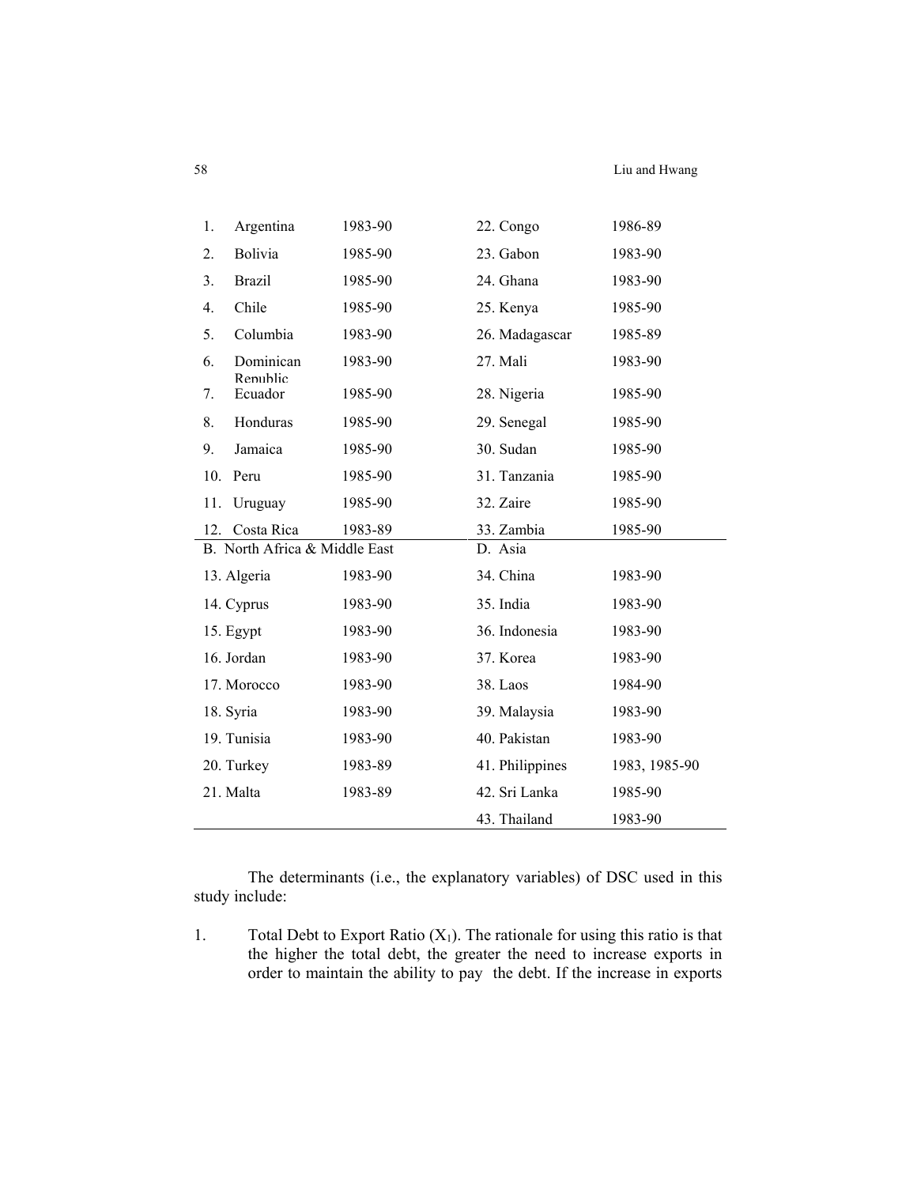| | | | |
|---|---|---|---|
| 1. Argentina | 1983-90 | 22. Congo | 1986-89 |
| 2. Bolivia | 1985-90 | 23. Gabon | 1983-90 |
| 3. Brazil | 1985-90 | 24. Ghana | 1983-90 |
| 4. Chile | 1985-90 | 25. Kenya | 1985-90 |
| 5. Columbia | 1983-90 | 26. Madagascar | 1985-89 |
| 6. Dominican Republic | 1983-90 | 27. Mali | 1983-90 |
| 7. Ecuador | 1985-90 | 28. Nigeria | 1985-90 |
| 8. Honduras | 1985-90 | 29. Senegal | 1985-90 |
| 9. Jamaica | 1985-90 | 30. Sudan | 1985-90 |
| 10. Peru | 1985-90 | 31. Tanzania | 1985-90 |
| 11. Uruguay | 1985-90 | 32. Zaire | 1985-90 |
| 12. Costa Rica | 1983-89 | 33. Zambia | 1985-90 |
| B. North Africa & Middle East | | D. Asia | |
| 13. Algeria | 1983-90 | 34. China | 1983-90 |
| 14. Cyprus | 1983-90 | 35. India | 1983-90 |
| 15. Egypt | 1983-90 | 36. Indonesia | 1983-90 |
| 16. Jordan | 1983-90 | 37. Korea | 1983-90 |
| 17. Morocco | 1983-90 | 38. Laos | 1984-90 |
| 18. Syria | 1983-90 | 39. Malaysia | 1983-90 |
| 19. Tunisia | 1983-90 | 40. Pakistan | 1983-90 |
| 20. Turkey | 1983-89 | 41. Philippines | 1983, 1985-90 |
| 21. Malta | 1983-89 | 42. Sri Lanka | 1985-90 |
| | | 43. Thailand | 1983-90 |

The determinants (i.e., the explanatory variables) of DSC used in this study include:

1. Total Debt to Export Ratio ($X_1$). The rationale for using this ratio is that the higher the total debt, the greater the need to increase exports in order to maintain the ability to pay the debt. If the increase in exports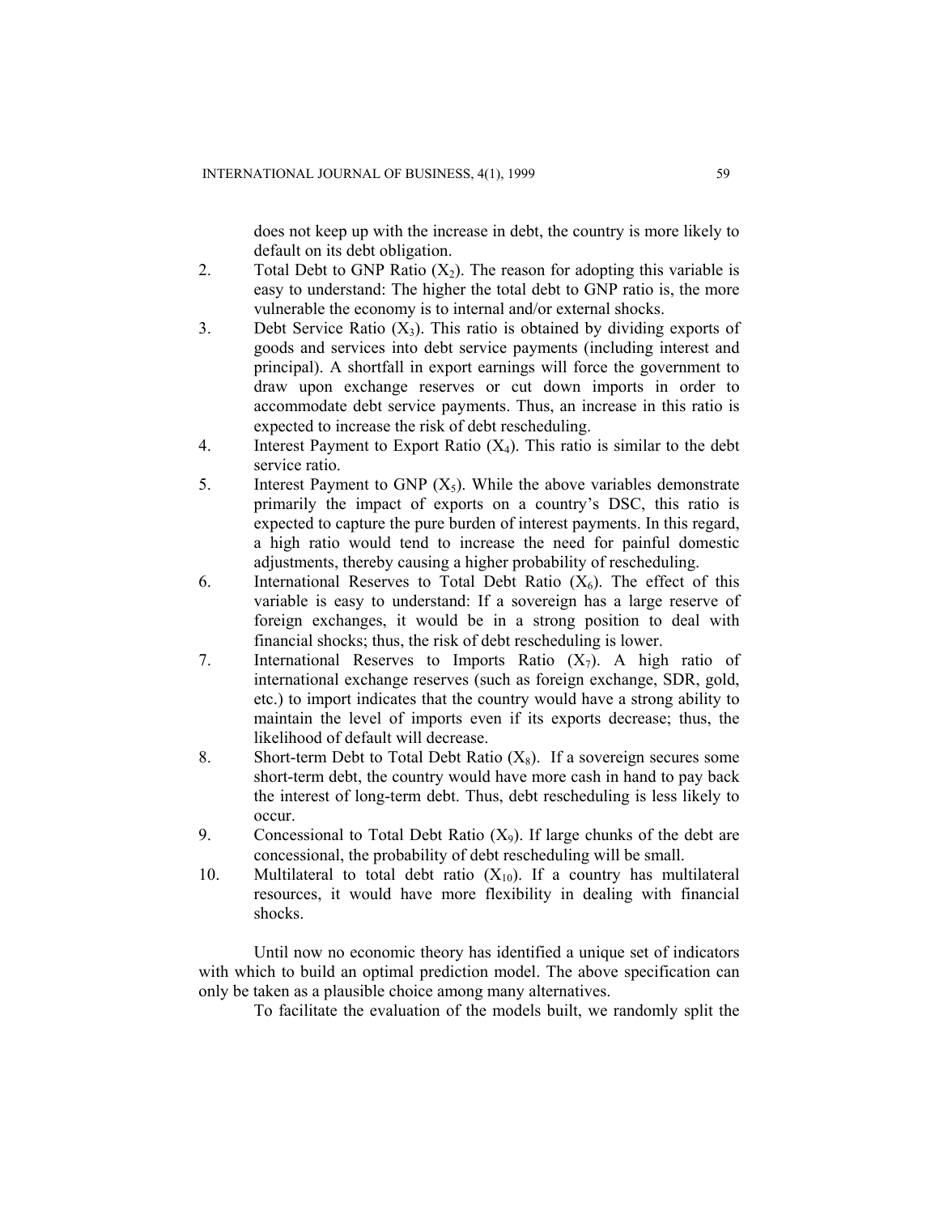does not keep up with the increase in debt, the country is more likely to default on its debt obligation.

2. Total Debt to GNP Ratio ($X_2$). The reason for adopting this variable is easy to understand: The higher the total debt to GNP ratio is, the more vulnerable the economy is to internal and/or external shocks.
3. Debt Service Ratio ($X_3$). This ratio is obtained by dividing exports of goods and services into debt service payments (including interest and principal). A shortfall in export earnings will force the government to draw upon exchange reserves or cut down imports in order to accommodate debt service payments. Thus, an increase in this ratio is expected to increase the risk of debt rescheduling.
4. Interest Payment to Export Ratio ($X_4$). This ratio is similar to the debt service ratio.
5. Interest Payment to GNP ($X_5$). While the above variables demonstrate primarily the impact of exports on a country's DSC, this ratio is expected to capture the pure burden of interest payments. In this regard, a high ratio would tend to increase the need for painful domestic adjustments, thereby causing a higher probability of rescheduling.
6. International Reserves to Total Debt Ratio ($X_6$). The effect of this variable is easy to understand: If a sovereign has a large reserve of foreign exchanges, it would be in a strong position to deal with financial shocks; thus, the risk of debt rescheduling is lower.
7. International Reserves to Imports Ratio ($X_7$). A high ratio of international exchange reserves (such as foreign exchange, SDR, gold, etc.) to import indicates that the country would have a strong ability to maintain the level of imports even if its exports decrease; thus, the likelihood of default will decrease.
8. Short-term Debt to Total Debt Ratio ($X_8$). If a sovereign secures some short-term debt, the country would have more cash in hand to pay back the interest of long-term debt. Thus, debt rescheduling is less likely to occur.
9. Concessional to Total Debt Ratio ($X_9$). If large chunks of the debt are concessional, the probability of debt rescheduling will be small.
10. Multilateral to total debt ratio ($X_{10}$). If a country has multilateral resources, it would have more flexibility in dealing with financial shocks.

Until now no economic theory has identified a unique set of indicators with which to build an optimal prediction model. The above specification can only be taken as a plausible choice among many alternatives.

To facilitate the evaluation of the models built, we randomly split the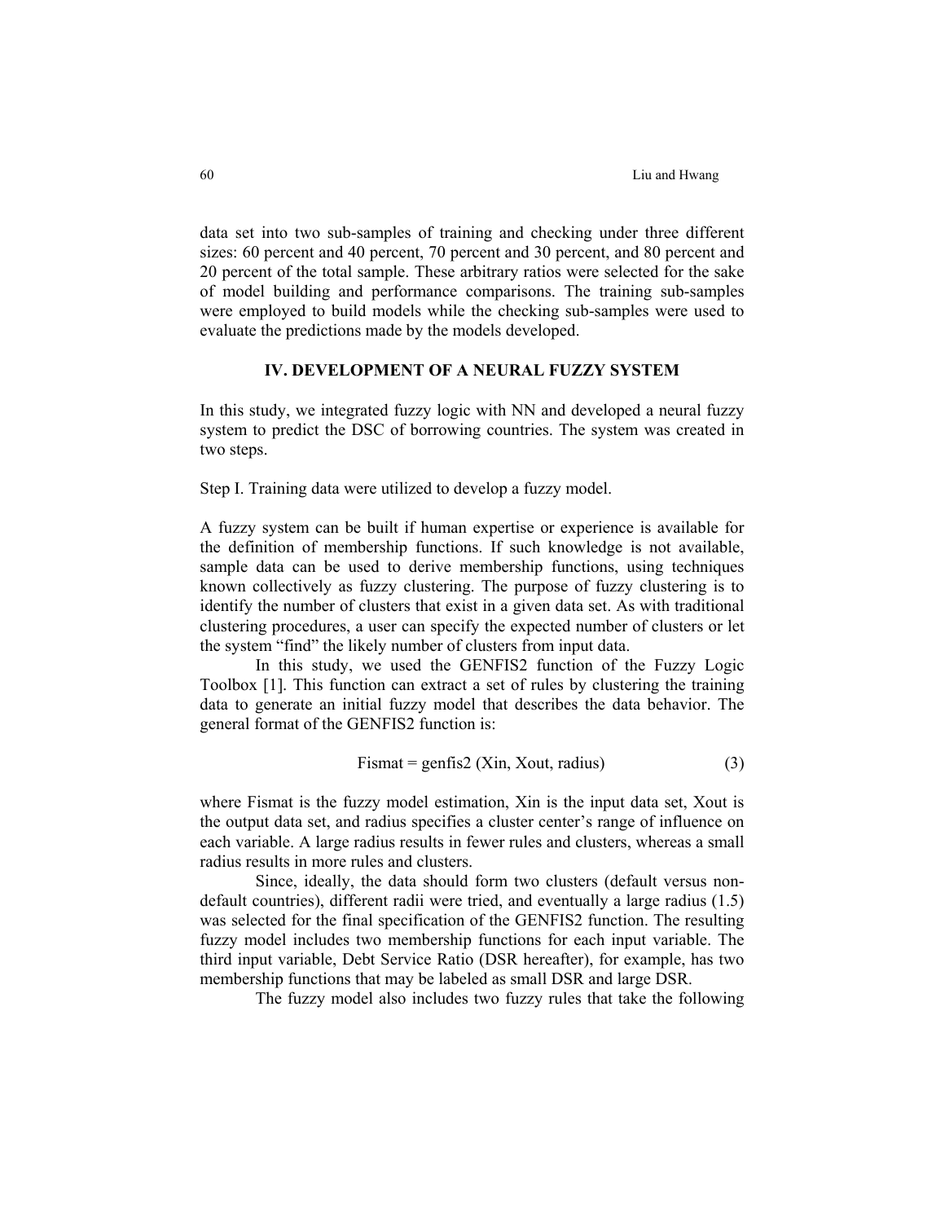data set into two sub-samples of training and checking under three different sizes: 60 percent and 40 percent, 70 percent and 30 percent, and 80 percent and 20 percent of the total sample. These arbitrary ratios were selected for the sake of model building and performance comparisons. The training sub-samples were employed to build models while the checking sub-samples were used to evaluate the predictions made by the models developed.

## IV. DEVELOPMENT OF A NEURAL FUZZY SYSTEM

In this study, we integrated fuzzy logic with NN and developed a neural fuzzy system to predict the DSC of borrowing countries. The system was created in two steps.

Step I. Training data were utilized to develop a fuzzy model.

A fuzzy system can be built if human expertise or experience is available for the definition of membership functions. If such knowledge is not available, sample data can be used to derive membership functions, using techniques known collectively as fuzzy clustering. The purpose of fuzzy clustering is to identify the number of clusters that exist in a given data set. As with traditional clustering procedures, a user can specify the expected number of clusters or let the system "find" the likely number of clusters from input data.

In this study, we used the GENFIS2 function of the Fuzzy Logic Toolbox [1]. This function can extract a set of rules by clustering the training data to generate an initial fuzzy model that describes the data behavior. The general format of the GENFIS2 function is:

$$\text{Fismat} = \text{genfis2}(\text{Xin}, \text{Xout}, \text{radius}) \tag{3}$$

where Fismat is the fuzzy model estimation, Xin is the input data set, Xout is the output data set, and radius specifies a cluster center's range of influence on each variable. A large radius results in fewer rules and clusters, whereas a small radius results in more rules and clusters.

Since, ideally, the data should form two clusters (default versus non-default countries), different radii were tried, and eventually a large radius (1.5) was selected for the final specification of the GENFIS2 function. The resulting fuzzy model includes two membership functions for each input variable. The third input variable, Debt Service Ratio (DSR hereafter), for example, has two membership functions that may be labeled as small DSR and large DSR.

The fuzzy model also includes two fuzzy rules that take the following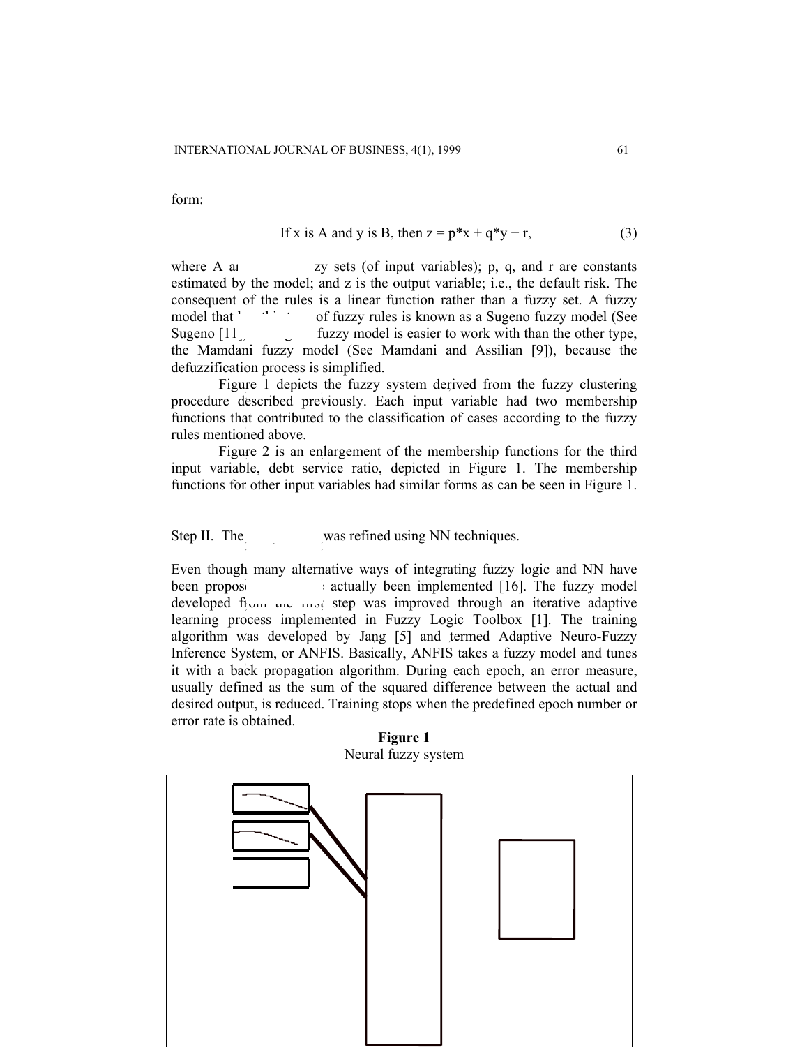form:

$$\text{If } x \text{ is A and } y \text{ is B, then } z = p*x + q*y + r, \quad (3)$$

where A aı zy sets (of input variables); p, q, and r are constants estimated by the model; and z is the output variable; i.e., the default risk. The consequent of the rules is a linear function rather than a fuzzy set. A fuzzy model that ' of fuzzy rules is known as a Sugeno fuzzy model (See Sugeno [11 fuzzy model is easier to work with than the other type, the Mamdani fuzzy model (See Mamdani and Assilian [9]), because the defuzzification process is simplified.

Figure 1 depicts the fuzzy system derived from the fuzzy clustering procedure described previously. Each input variable had two membership functions that contributed to the classification of cases according to the fuzzy rules mentioned above.

Figure 2 is an enlargement of the membership functions for the third input variable, debt service ratio, depicted in Figure 1. The membership functions for other input variables had similar forms as can be seen in Figure 1.

Step II. The was refined using NN techniques.

Even though many alternative ways of integrating fuzzy logic and NN have been propos actually been implemented [16]. The fuzzy model developed fi step was improved through an iterative adaptive learning process implemented in Fuzzy Logic Toolbox [1]. The training algorithm was developed by Jang [5] and termed Adaptive Neuro-Fuzzy Inference System, or ANFIS. Basically, ANFIS takes a fuzzy model and tunes it with a back propagation algorithm. During each epoch, an error measure, usually defined as the sum of the squared difference between the actual and desired output, is reduced. Training stops when the predefined epoch number or error rate is obtained.

**Figure 1**

Neural fuzzy system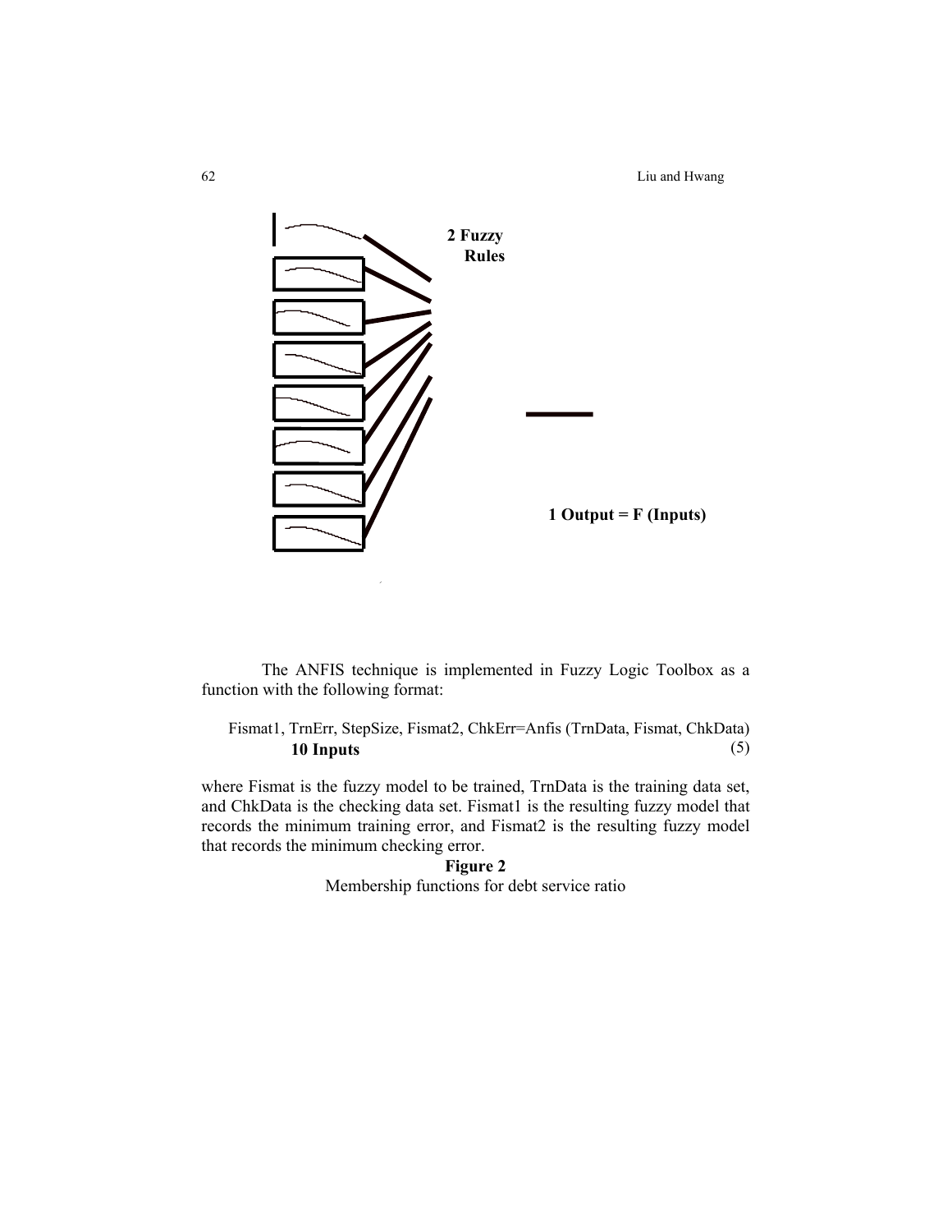2 Fuzzy Rules

1 Output = F (Inputs)

The ANFIS technique is implemented in Fuzzy Logic Toolbox as a function with the following format:

$$\text{Fismat1, TrnErr, StepSize, Fismat2, ChkErr=Anfis (TrnData, Fismat, ChkData)} \quad (5)$$

**10 Inputs**

where Fismat is the fuzzy model to be trained, TrnData is the training data set, and ChkData is the checking data set. Fismat1 is the resulting fuzzy model that records the minimum training error, and Fismat2 is the resulting fuzzy model that records the minimum checking error.

**Figure 2**

Membership functions for debt service ratio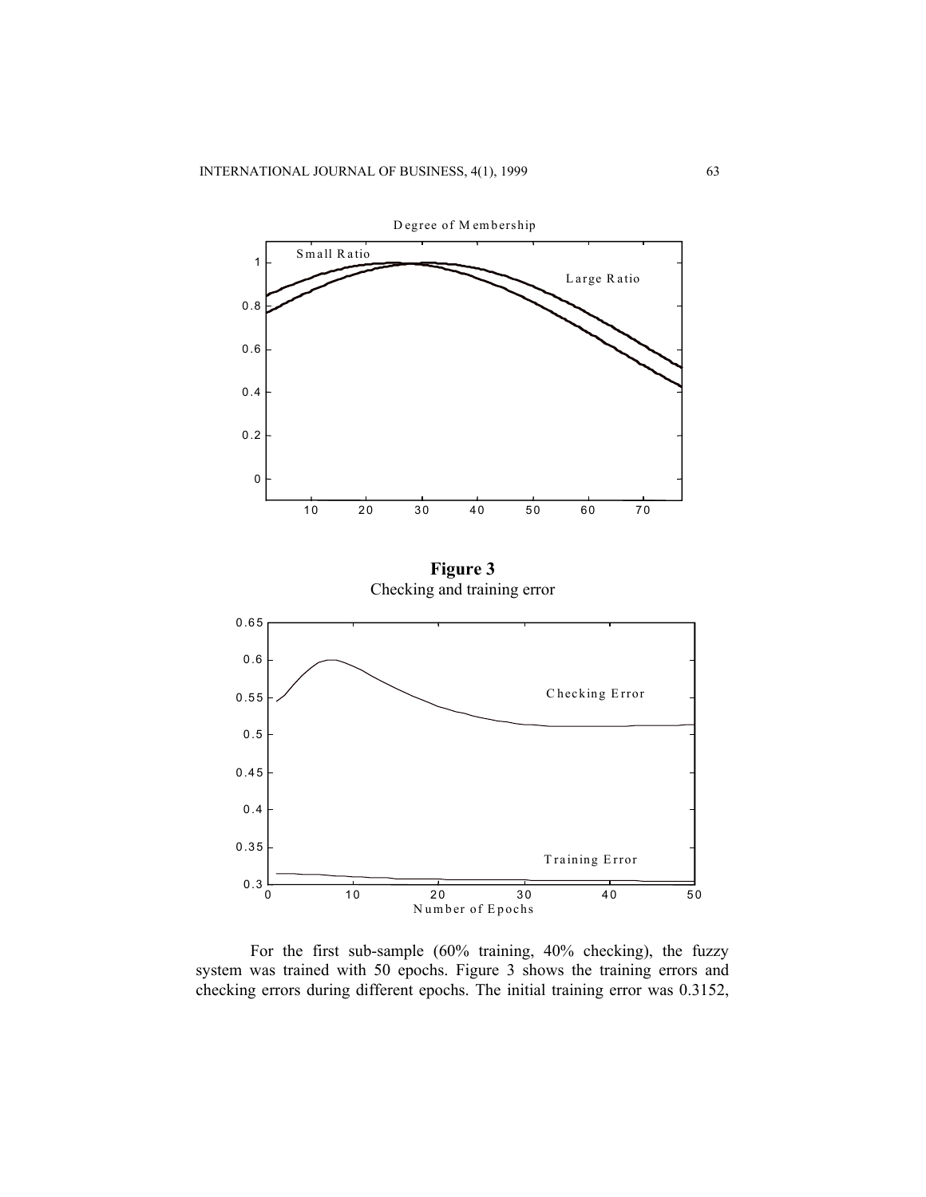Degree of Membership

Small Ratio

Large Ratio

**Figure 3**
Checking and training error

Checking Error

Training Error

Number of Epochs

For the first sub-sample (60% training, 40% checking), the fuzzy system was trained with 50 epochs. Figure 3 shows the training errors and checking errors during different epochs. The initial training error was 0.3152,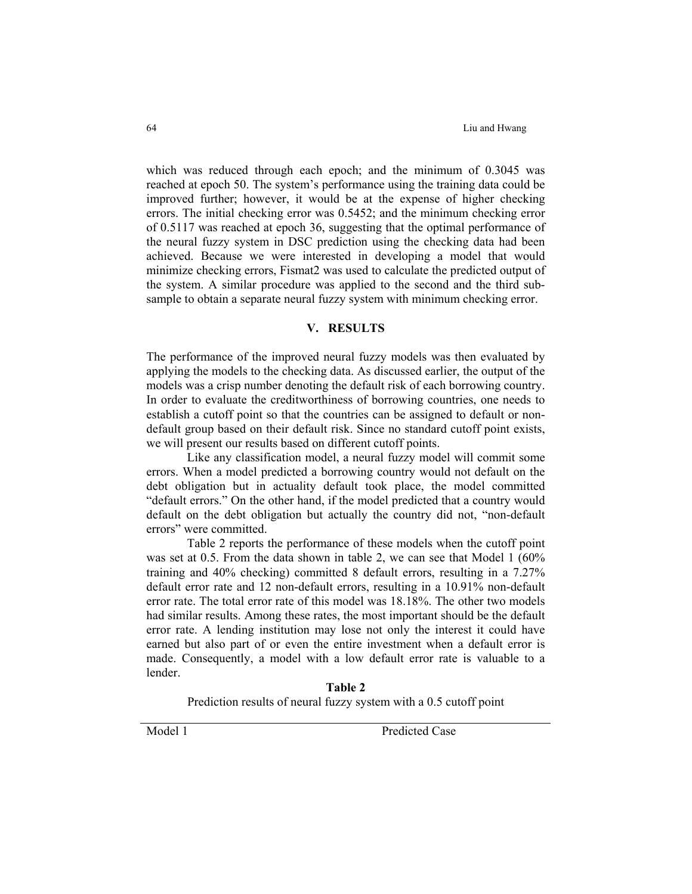which was reduced through each epoch; and the minimum of 0.3045 was reached at epoch 50. The system's performance using the training data could be improved further; however, it would be at the expense of higher checking errors. The initial checking error was 0.5452; and the minimum checking error of 0.5117 was reached at epoch 36, suggesting that the optimal performance of the neural fuzzy system in DSC prediction using the checking data had been achieved. Because we were interested in developing a model that would minimize checking errors, Fismat2 was used to calculate the predicted output of the system. A similar procedure was applied to the second and the third sub-sample to obtain a separate neural fuzzy system with minimum checking error.

## V. RESULTS

The performance of the improved neural fuzzy models was then evaluated by applying the models to the checking data. As discussed earlier, the output of the models was a crisp number denoting the default risk of each borrowing country. In order to evaluate the creditworthiness of borrowing countries, one needs to establish a cutoff point so that the countries can be assigned to default or non-default group based on their default risk. Since no standard cutoff point exists, we will present our results based on different cutoff points.

Like any classification model, a neural fuzzy model will commit some errors. When a model predicted a borrowing country would not default on the debt obligation but in actuality default took place, the model committed "default errors." On the other hand, if the model predicted that a country would default on the debt obligation but actually the country did not, "non-default errors" were committed.

Table 2 reports the performance of these models when the cutoff point was set at 0.5. From the data shown in table 2, we can see that Model 1 (60% training and 40% checking) committed 8 default errors, resulting in a 7.27% default error rate and 12 non-default errors, resulting in a 10.91% non-default error rate. The total error rate of this model was 18.18%. The other two models had similar results. Among these rates, the most important should be the default error rate. A lending institution may lose not only the interest it could have earned but also part of or even the entire investment when a default error is made. Consequently, a model with a low default error rate is valuable to a lender.

**Table 2**

Prediction results of neural fuzzy system with a 0.5 cutoff point

| Model 1 | Predicted Case |
|---|---|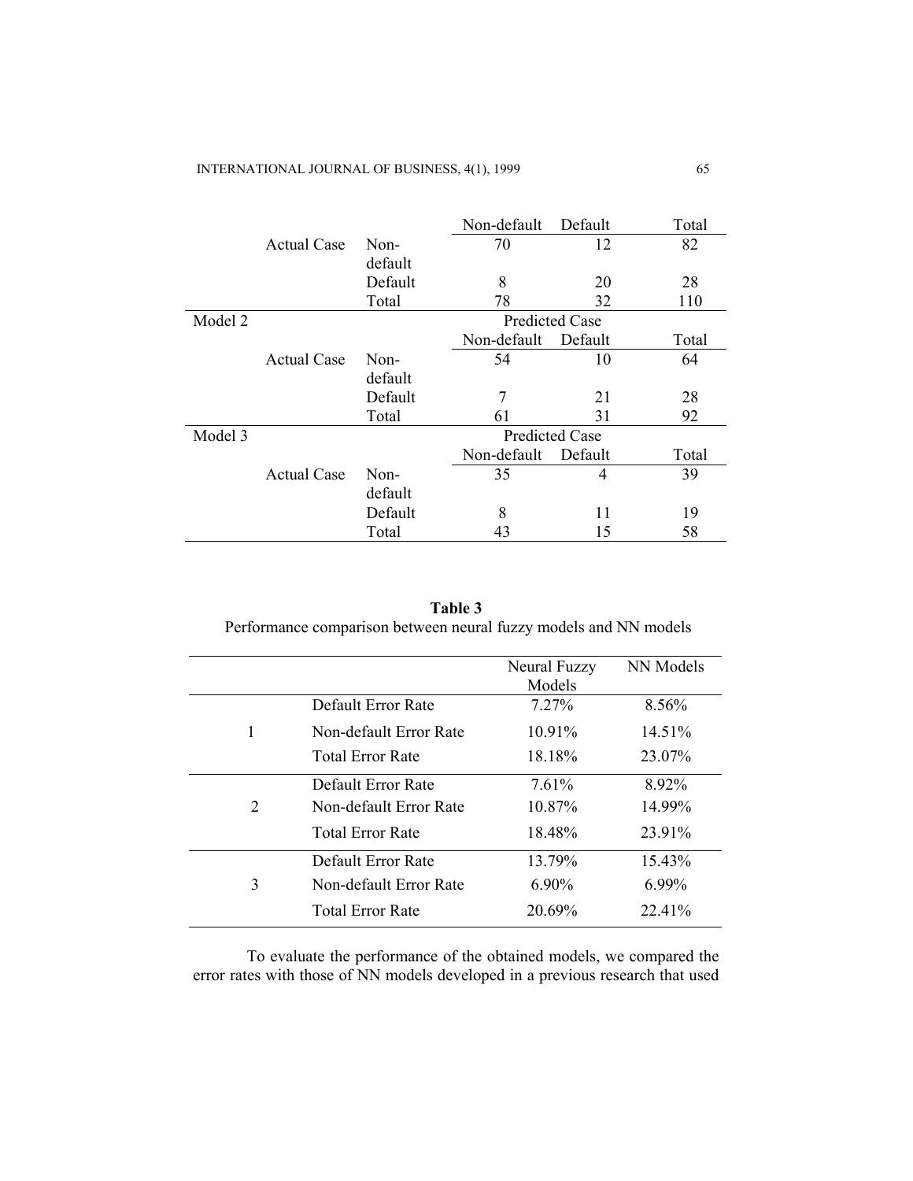| | | | Non-default | Default | Total |
|---|---|---|---|---|---|
| | Actual Case | Non-default | 70 | 12 | 82 |
| | | Default | 8 | 20 | 28 |
| | | Total | 78 | 32 | 110 |
| Model 2 | | | Predicted Case | | |
| | | | Non-default | Default | Total |
| | Actual Case | Non-default | 54 | 10 | 64 |
| | | Default | 7 | 21 | 28 |
| | | Total | 61 | 31 | 92 |
| Model 3 | | | Predicted Case | | |
| | | | Non-default | Default | Total |
| | Actual Case | Non-default | 35 | 4 | 39 |
| | | Default | 8 | 11 | 19 |
| | | Total | 43 | 15 | 58 |

**Table 3**

Performance comparison between neural fuzzy models and NN models

| | | Neural Fuzzy Models | NN Models |
|---|---|---|---|
| 1 | Default Error Rate | 7.27% | 8.56% |
| | Non-default Error Rate | 10.91% | 14.51% |
| | Total Error Rate | 18.18% | 23.07% |
| 2 | Default Error Rate | 7.61% | 8.92% |
| | Non-default Error Rate | 10.87% | 14.99% |
| | Total Error Rate | 18.48% | 23.91% |
| 3 | Default Error Rate | 13.79% | 15.43% |
| | Non-default Error Rate | 6.90% | 6.99% |
| | Total Error Rate | 20.69% | 22.41% |

To evaluate the performance of the obtained models, we compared the error rates with those of NN models developed in a previous research that used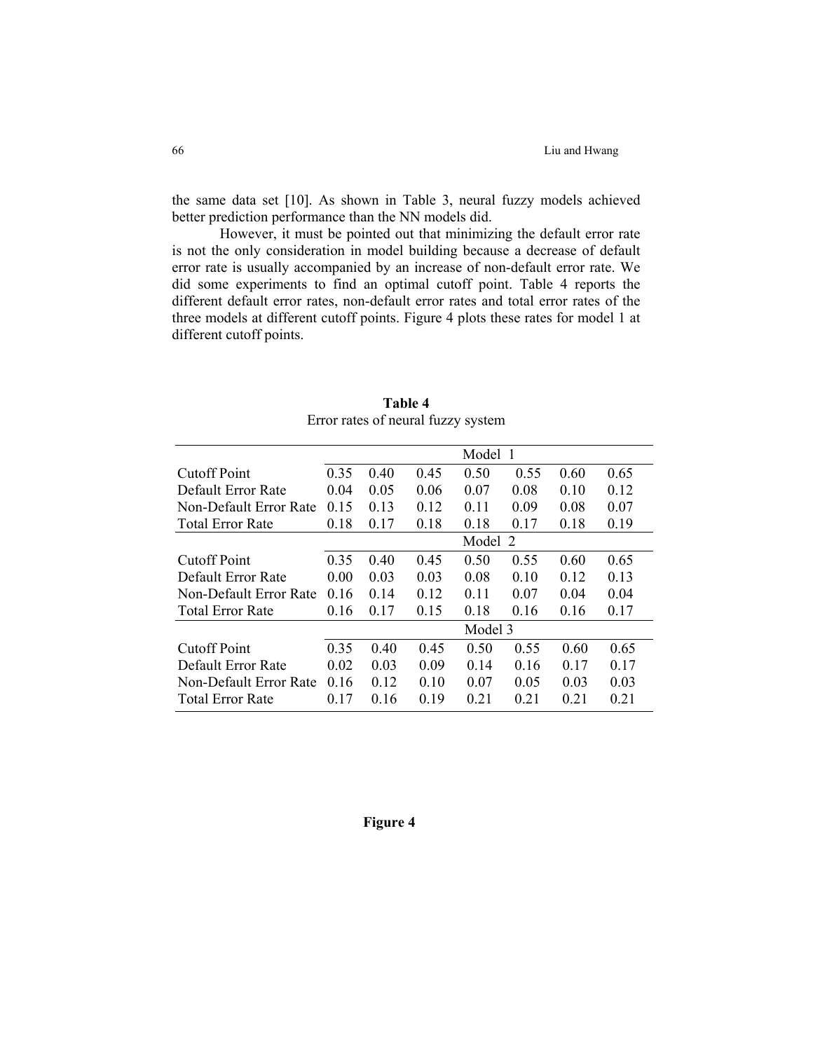the same data set [10]. As shown in Table 3, neural fuzzy models achieved better prediction performance than the NN models did.

However, it must be pointed out that minimizing the default error rate is not the only consideration in model building because a decrease of default error rate is usually accompanied by an increase of non-default error rate. We did some experiments to find an optimal cutoff point. Table 4 reports the different default error rates, non-default error rates and total error rates of the three models at different cutoff points. Figure 4 plots these rates for model 1 at different cutoff points.

**Table 4**
Error rates of neural fuzzy system

| | Model 1 | | | | | | |
|---|---|---|---|---|---|---|---|
| Cutoff Point | 0.35 | 0.40 | 0.45 | 0.50 | 0.55 | 0.60 | 0.65 |
| Default Error Rate | 0.04 | 0.05 | 0.06 | 0.07 | 0.08 | 0.10 | 0.12 |
| Non-Default Error Rate | 0.15 | 0.13 | 0.12 | 0.11 | 0.09 | 0.08 | 0.07 |
| Total Error Rate | 0.18 | 0.17 | 0.18 | 0.18 | 0.17 | 0.18 | 0.19 |
| | Model 2 | | | | | | |
| Cutoff Point | 0.35 | 0.40 | 0.45 | 0.50 | 0.55 | 0.60 | 0.65 |
| Default Error Rate | 0.00 | 0.03 | 0.03 | 0.08 | 0.10 | 0.12 | 0.13 |
| Non-Default Error Rate | 0.16 | 0.14 | 0.12 | 0.11 | 0.07 | 0.04 | 0.04 |
| Total Error Rate | 0.16 | 0.17 | 0.15 | 0.18 | 0.16 | 0.16 | 0.17 |
| | Model 3 | | | | | | |
| Cutoff Point | 0.35 | 0.40 | 0.45 | 0.50 | 0.55 | 0.60 | 0.65 |
| Default Error Rate | 0.02 | 0.03 | 0.09 | 0.14 | 0.16 | 0.17 | 0.17 |
| Non-Default Error Rate | 0.16 | 0.12 | 0.10 | 0.07 | 0.05 | 0.03 | 0.03 |
| Total Error Rate | 0.17 | 0.16 | 0.19 | 0.21 | 0.21 | 0.21 | 0.21 |

**Figure 4**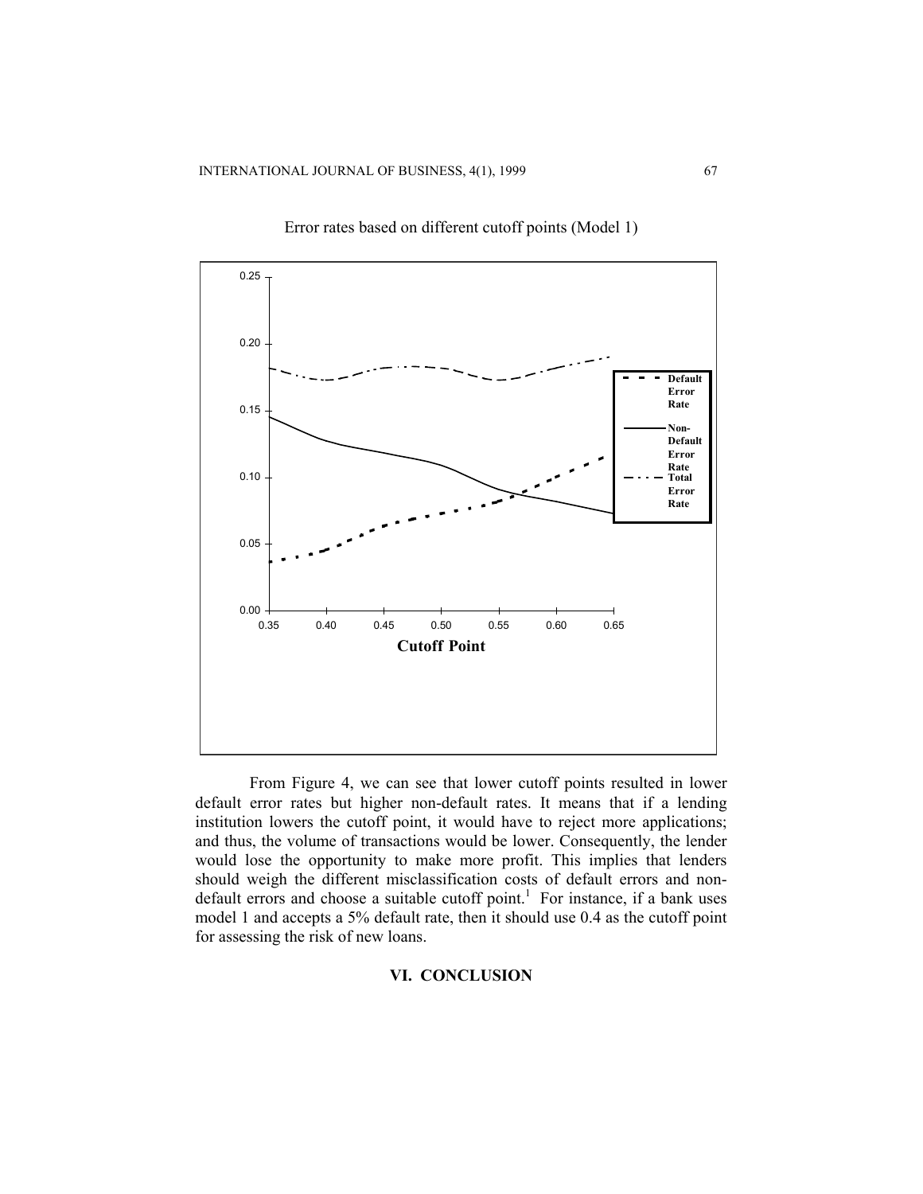Error rates based on different cutoff points (Model 1)

From Figure 4, we can see that lower cutoff points resulted in lower default error rates but higher non-default rates. It means that if a lending institution lowers the cutoff point, it would have to reject more applications; and thus, the volume of transactions would be lower. Consequently, the lender would lose the opportunity to make more profit. This implies that lenders should weigh the different misclassification costs of default errors and non-default errors and choose a suitable cutoff point.[1] For instance, if a bank uses model 1 and accepts a 5% default rate, then it should use 0.4 as the cutoff point for assessing the risk of new loans.

## VI. CONCLUSION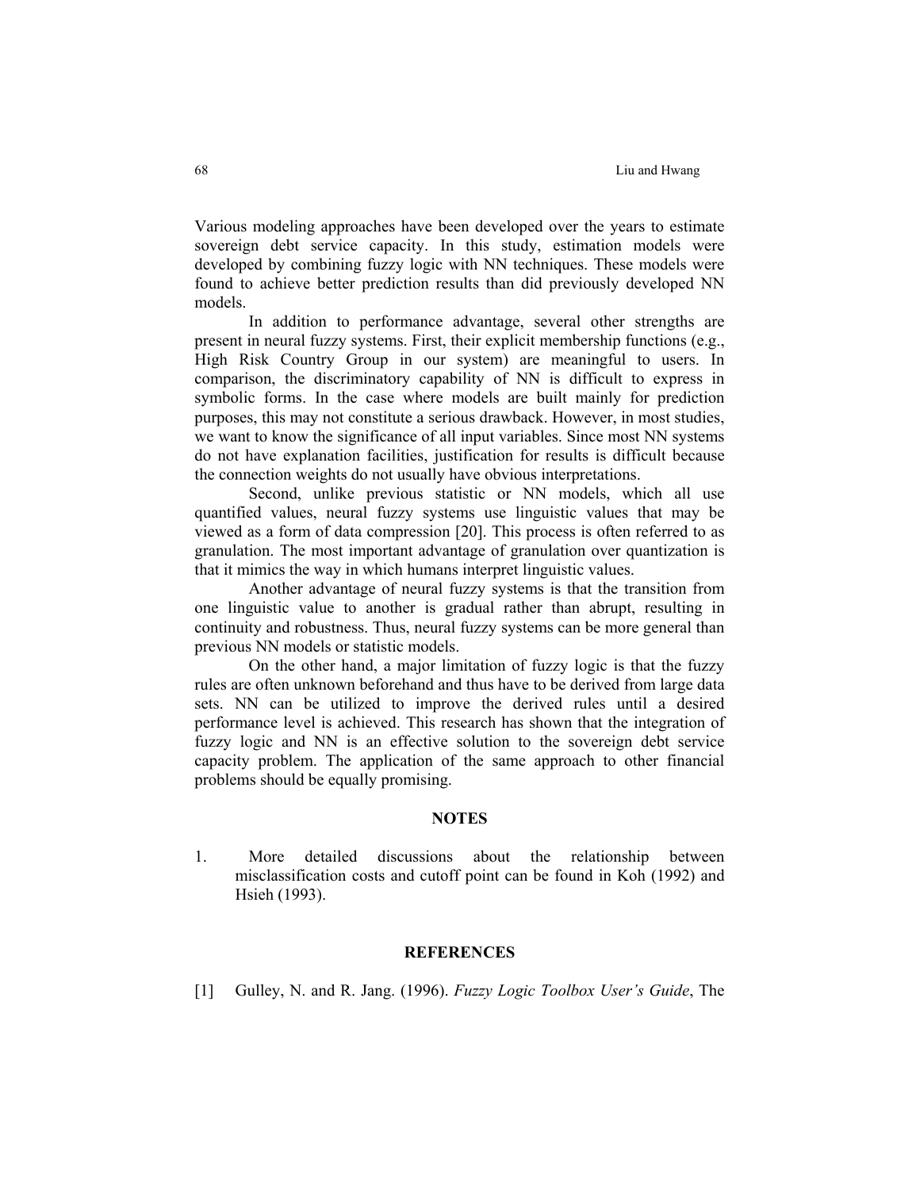Various modeling approaches have been developed over the years to estimate sovereign debt service capacity. In this study, estimation models were developed by combining fuzzy logic with NN techniques. These models were found to achieve better prediction results than did previously developed NN models.

In addition to performance advantage, several other strengths are present in neural fuzzy systems. First, their explicit membership functions (e.g., High Risk Country Group in our system) are meaningful to users. In comparison, the discriminatory capability of NN is difficult to express in symbolic forms. In the case where models are built mainly for prediction purposes, this may not constitute a serious drawback. However, in most studies, we want to know the significance of all input variables. Since most NN systems do not have explanation facilities, justification for results is difficult because the connection weights do not usually have obvious interpretations.

Second, unlike previous statistic or NN models, which all use quantified values, neural fuzzy systems use linguistic values that may be viewed as a form of data compression [20]. This process is often referred to as granulation. The most important advantage of granulation over quantization is that it mimics the way in which humans interpret linguistic values.

Another advantage of neural fuzzy systems is that the transition from one linguistic value to another is gradual rather than abrupt, resulting in continuity and robustness. Thus, neural fuzzy systems can be more general than previous NN models or statistic models.

On the other hand, a major limitation of fuzzy logic is that the fuzzy rules are often unknown beforehand and thus have to be derived from large data sets. NN can be utilized to improve the derived rules until a desired performance level is achieved. This research has shown that the integration of fuzzy logic and NN is an effective solution to the sovereign debt service capacity problem. The application of the same approach to other financial problems should be equally promising.

## NOTES

1. More detailed discussions about the relationship between misclassification costs and cutoff point can be found in Koh (1992) and Hsieh (1993).

## REFERENCES

[1] Gulley, N. and R. Jang. (1996). *Fuzzy Logic Toolbox User's Guide*, The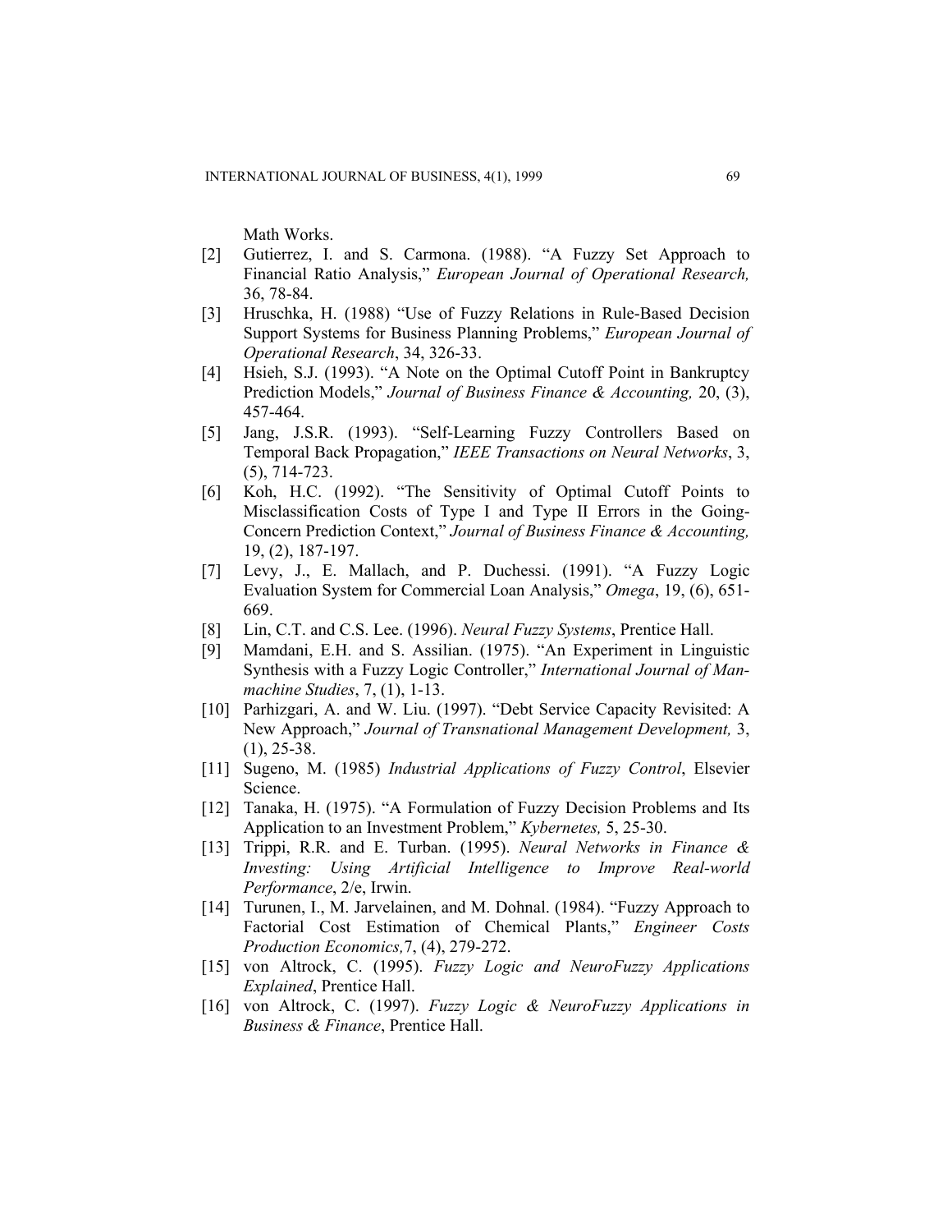Math Works.

[2] Gutierrez, I. and S. Carmona. (1988). “A Fuzzy Set Approach to Financial Ratio Analysis,” *European Journal of Operational Research,* 36, 78-84.

[3] Hruschka, H. (1988) “Use of Fuzzy Relations in Rule-Based Decision Support Systems for Business Planning Problems,” *European Journal of Operational Research*, 34, 326-33.

[4] Hsieh, S.J. (1993). “A Note on the Optimal Cutoff Point in Bankruptcy Prediction Models,” *Journal of Business Finance & Accounting,* 20, (3), 457-464.

[5] Jang, J.S.R. (1993). “Self-Learning Fuzzy Controllers Based on Temporal Back Propagation,” *IEEE Transactions on Neural Networks*, 3, (5), 714-723.

[6] Koh, H.C. (1992). “The Sensitivity of Optimal Cutoff Points to Misclassification Costs of Type I and Type II Errors in the Going-Concern Prediction Context,” *Journal of Business Finance & Accounting,* 19, (2), 187-197.

[7] Levy, J., E. Mallach, and P. Duchessi. (1991). “A Fuzzy Logic Evaluation System for Commercial Loan Analysis,” *Omega*, 19, (6), 651-669.

[8] Lin, C.T. and C.S. Lee. (1996). *Neural Fuzzy Systems*, Prentice Hall.

[9] Mamdani, E.H. and S. Assilian. (1975). “An Experiment in Linguistic Synthesis with a Fuzzy Logic Controller,” *International Journal of Man-machine Studies*, 7, (1), 1-13.

[10] Parhizgari, A. and W. Liu. (1997). “Debt Service Capacity Revisited: A New Approach,” *Journal of Transnational Management Development,* 3, (1), 25-38.

[11] Sugeno, M. (1985) *Industrial Applications of Fuzzy Control*, Elsevier Science.

[12] Tanaka, H. (1975). “A Formulation of Fuzzy Decision Problems and Its Application to an Investment Problem,” *Kybernetes,* 5, 25-30.

[13] Trippi, R.R. and E. Turban. (1995). *Neural Networks in Finance & Investing: Using Artificial Intelligence to Improve Real-world Performance*, 2/e, Irwin.

[14] Turunen, I., M. Jarvelainen, and M. Dohnal. (1984). “Fuzzy Approach to Factorial Cost Estimation of Chemical Plants,” *Engineer Costs Production Economics,*7, (4), 279-272.

[15] von Altrock, C. (1995). *Fuzzy Logic and NeuroFuzzy Applications Explained*, Prentice Hall.

[16] von Altrock, C. (1997). *Fuzzy Logic & NeuroFuzzy Applications in Business & Finance*, Prentice Hall.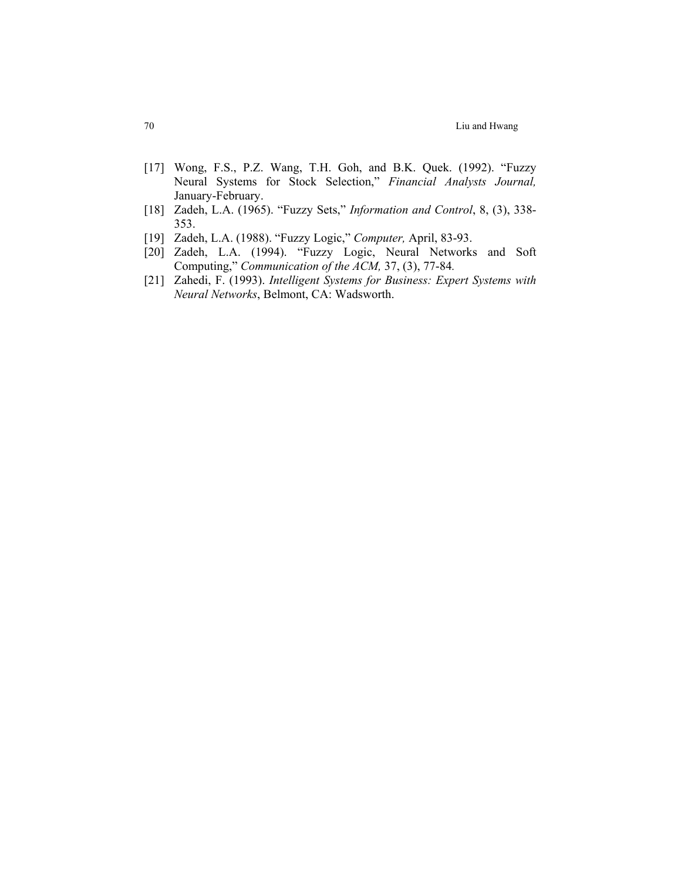[17] Wong, F.S., P.Z. Wang, T.H. Goh, and B.K. Quek. (1992). "Fuzzy Neural Systems for Stock Selection," *Financial Analysts Journal,* January-February.

[18] Zadeh, L.A. (1965). "Fuzzy Sets," *Information and Control*, 8, (3), 338-353.

[19] Zadeh, L.A. (1988). "Fuzzy Logic," *Computer,* April, 83-93.

[20] Zadeh, L.A. (1994). "Fuzzy Logic, Neural Networks and Soft Computing," *Communication of the ACM,* 37, (3), 77-84.

[21] Zahedi, F. (1993). *Intelligent Systems for Business: Expert Systems with Neural Networks*, Belmont, CA: Wadsworth.